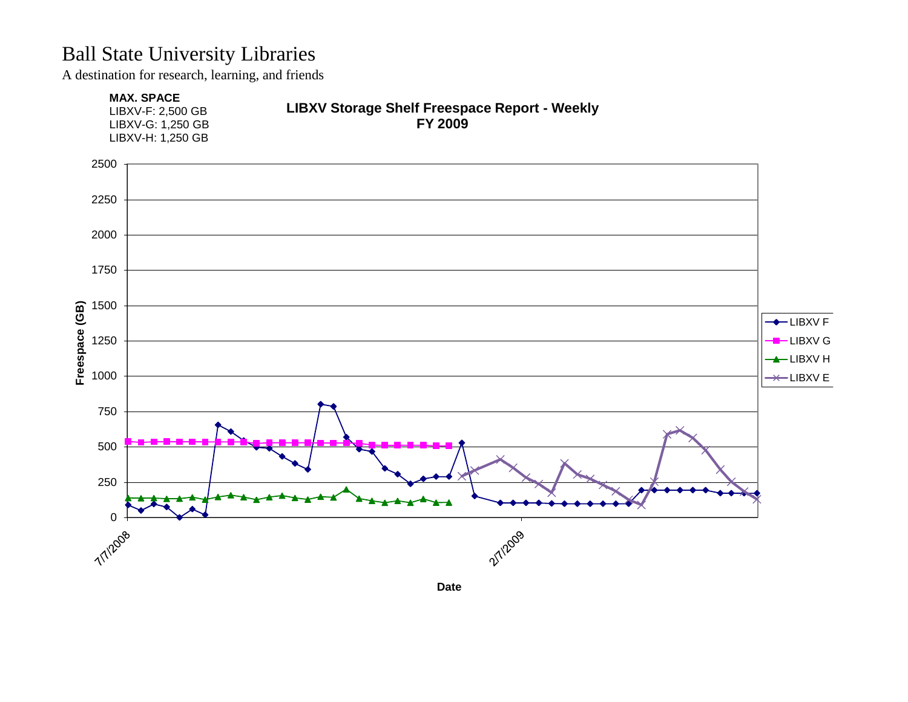# Ball State University Libraries

A destination for research, learning, and friends

**MAX. SPACE**
LIBXV-F: 2,500 GB
LIBXV-G: 1,250 GB
LIBXV-H: 1,250 GB

**LIBXV Storage Shelf Freespace Report - Weekly**
**FY 2009**

Freespace (GB)

2500
2250
2000
1750
1500
1250
1000
750
500
250
0

7/7/2008
2/7/2009

Date

LIBXV F
LIBXV G
LIBXV H
LIBXV E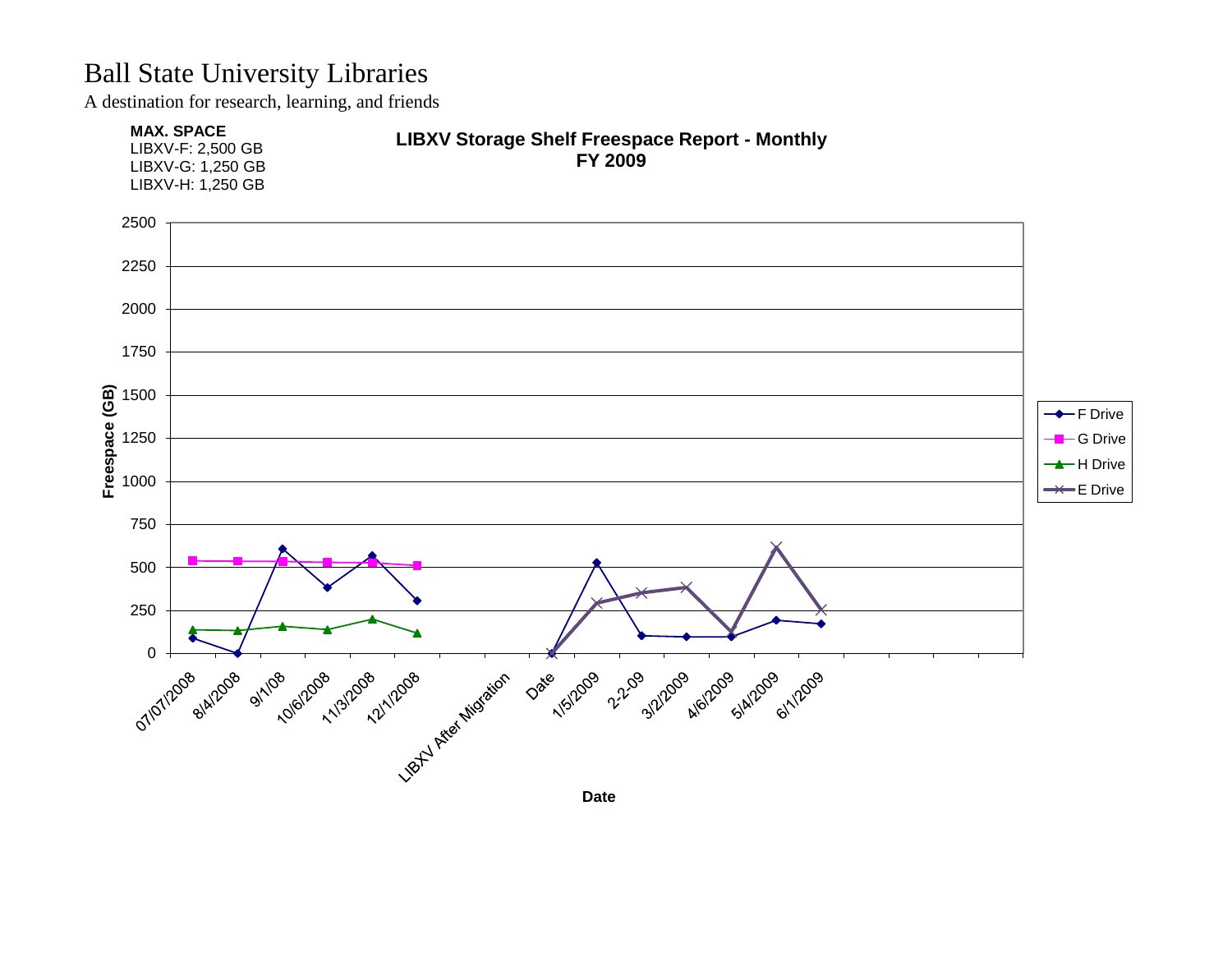# Ball State University Libraries

A destination for research, learning, and friends

**MAX. SPACE**
LIBXV-F: 2,500 GB
LIBXV-G: 1,250 GB
LIBXV-H: 1,250 GB

**LIBXV Storage Shelf Freespace Report - Monthly**
**FY 2009**

Freespace (GB)

2500
2250
2000
1750
1500
1250
1000
750
500
250
0

07/07/2008 8/4/2008 9/1/08 10/6/2008 11/3/2008 12/1/2008 LIBXV After Migration Date 1/5/2009 2-2-09 3/2/2009 4/6/2009 5/4/2009 6/1/2009

Date

F Drive
G Drive
H Drive
E Drive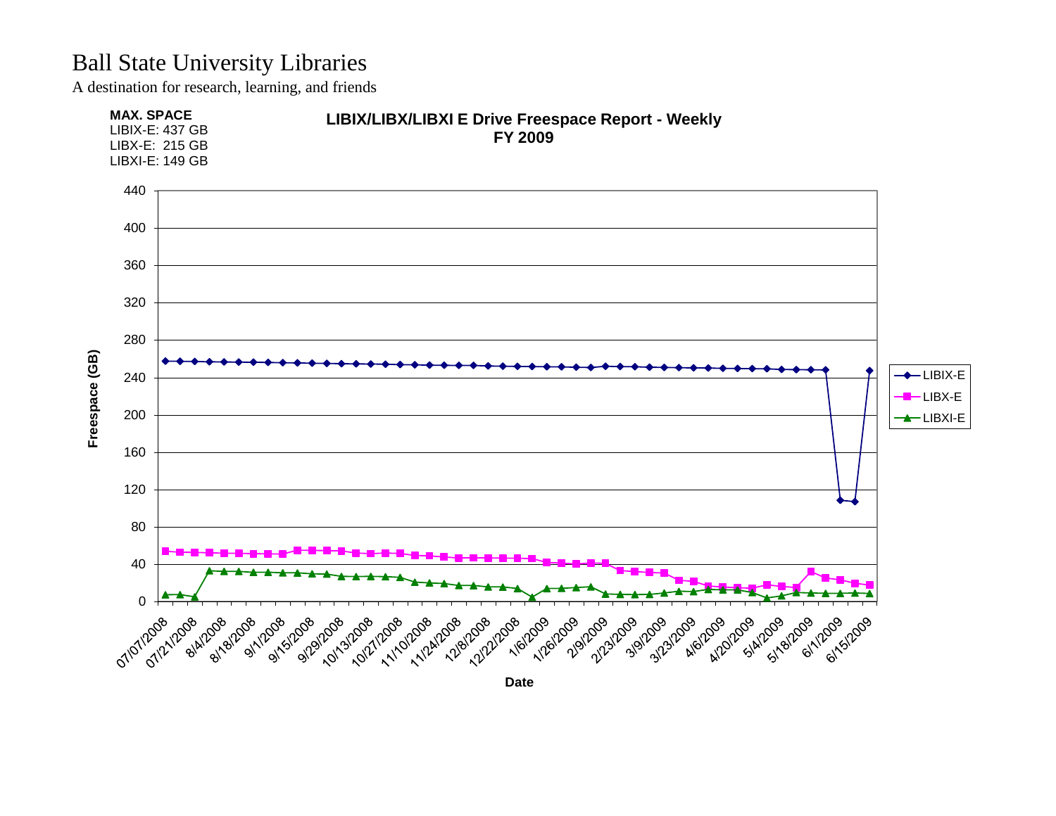# Ball State University Libraries

A destination for research, learning, and friends

**MAX. SPACE**
LIBIX-E: 437 GB
LIBX-E: 215 GB
LIBXI-E: 149 GB

**LIBIX/LIBX/LIBXI E Drive Freespace Report - Weekly**
**FY 2009**

Freespace (GB)

440
400
360
320
280
240
200
160
120
80
40
0

Date

07/07/2008, 07/21/2008, 8/4/2008, 8/18/2008, 9/1/2008, 9/15/2008, 9/29/2008, 10/13/2008, 10/27/2008, 11/10/2008, 11/24/2008, 12/8/2008, 12/22/2008, 1/6/2009, 1/26/2009, 2/9/2009, 2/23/2009, 3/9/2009, 3/23/2009, 4/6/2009, 4/20/2009, 5/4/2009, 5/18/2009, 6/1/2009, 6/15/2009

- LIBIX-E
- LIBX-E
- LIBXI-E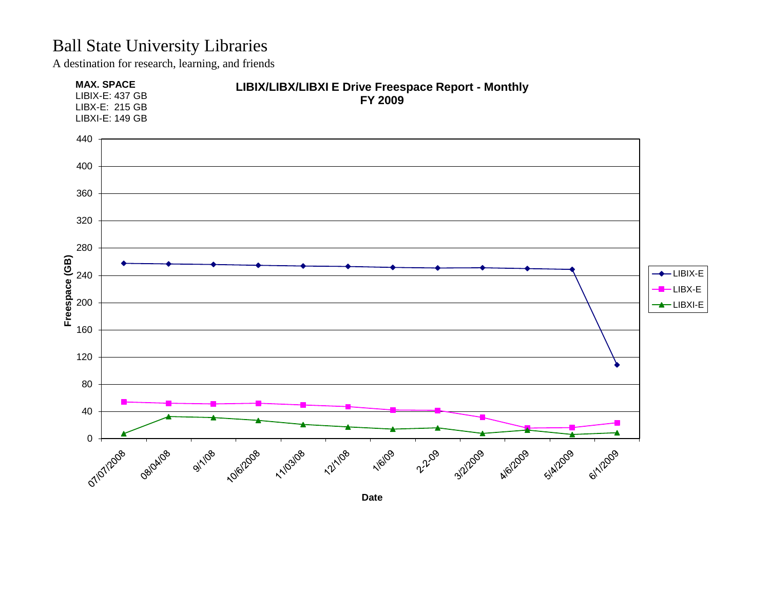# Ball State University Libraries

A destination for research, learning, and friends

**MAX. SPACE**
LIBIX-E: 437 GB
LIBX-E: 215 GB
LIBXI-E: 149 GB

**LIBIX/LIBX/LIBXI E Drive Freespace Report - Monthly**
**FY 2009**

Freespace (GB): 0, 40, 80, 120, 160, 200, 240, 280, 320, 360, 400, 440

Date: 07/07/2008, 08/04/08, 9/1/08, 10/6/2008, 11/03/08, 12/1/08, 1/6/09, 2-2-09, 3/2/2009, 4/6/2009, 5/4/2009, 6/1/2009

Legend: LIBIX-E, LIBX-E, LIBXI-E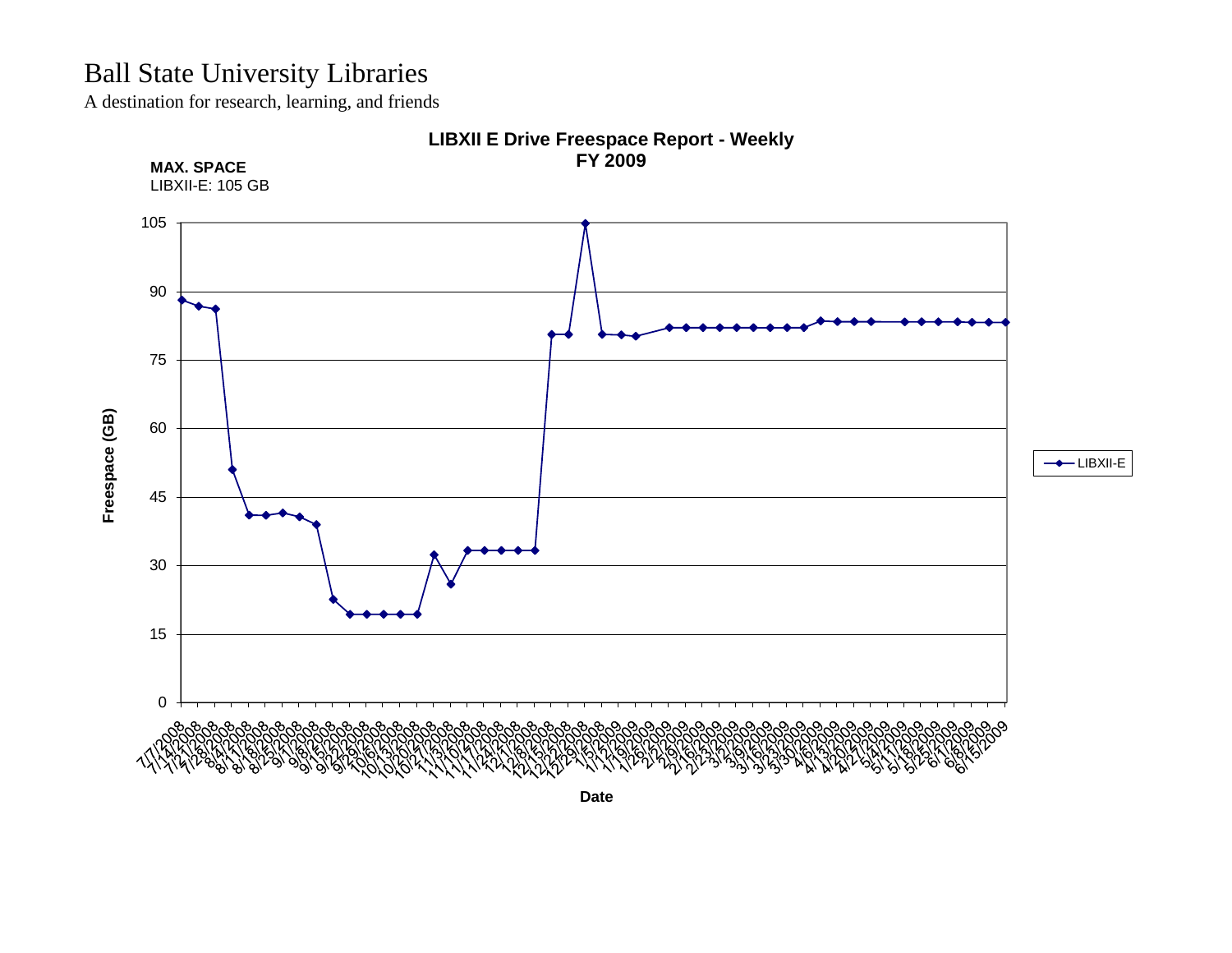# Ball State University Libraries

A destination for research, learning, and friends

**LIBXII E Drive Freespace Report - Weekly**
**FY 2009**

**MAX. SPACE**
LIBXII-E: 105 GB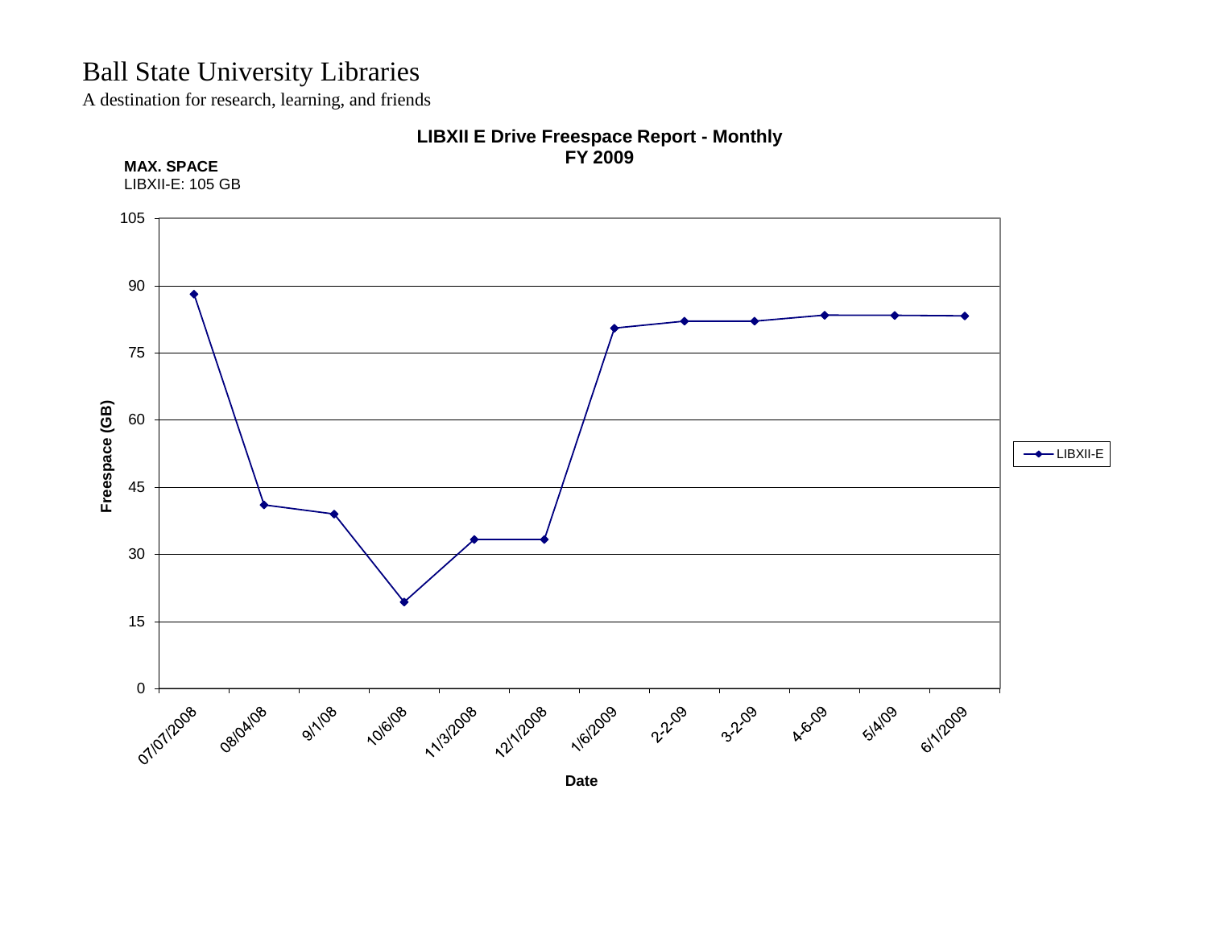# Ball State University Libraries

A destination for research, learning, and friends

**LIBXII E Drive Freespace Report - Monthly**
**FY 2009**

**MAX. SPACE**
LIBXII-E: 105 GB

Freespace (GB)

105
90
75
60
45
30
15
0

07/07/2008
08/04/08
9/1/08
10/6/08
11/3/2008
12/1/2008
1/6/2009
2-2-09
3-2-09
4-6-09
5/4/09
6/1/2009

Date

LIBXII-E